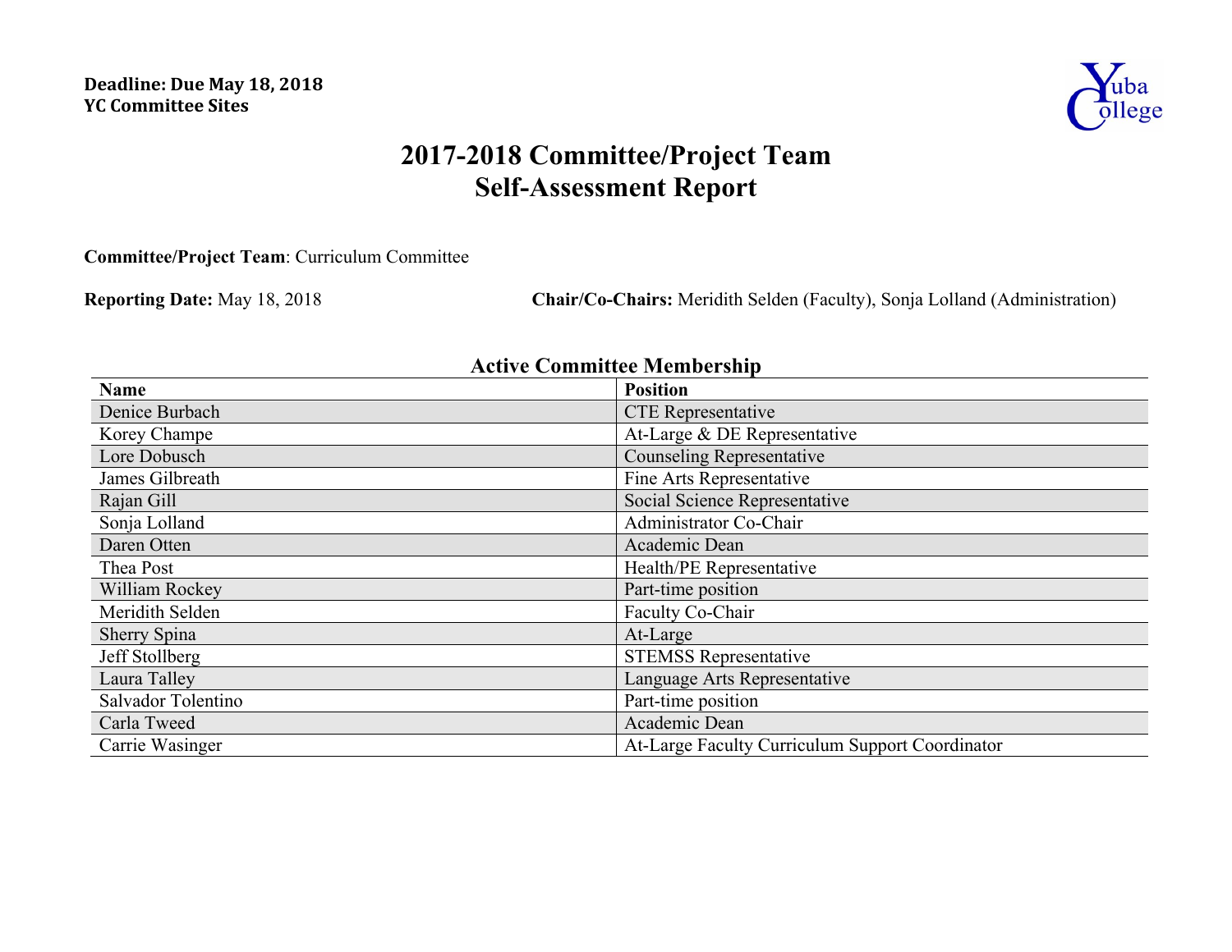**Deadline: Due May 18, 2018**
**YC Committee Sites**

# 2017-2018 Committee/Project Team Self-Assessment Report

**Committee/Project Team**: Curriculum Committee

**Reporting Date:** May 18, 2018

**Chair/Co-Chairs:** Meridith Selden (Faculty), Sonja Lolland (Administration)

## Active Committee Membership

| Name | Position |
| --- | --- |
| Denice Burbach | CTE Representative |
| Korey Champe | At-Large & DE Representative |
| Lore Dobusch | Counseling Representative |
| James Gilbreath | Fine Arts Representative |
| Rajan Gill | Social Science Representative |
| Sonja Lolland | Administrator Co-Chair |
| Daren Otten | Academic Dean |
| Thea Post | Health/PE Representative |
| William Rockey | Part-time position |
| Meridith Selden | Faculty Co-Chair |
| Sherry Spina | At-Large |
| Jeff Stollberg | STEMSS Representative |
| Laura Talley | Language Arts Representative |
| Salvador Tolentino | Part-time position |
| Carla Tweed | Academic Dean |
| Carrie Wasinger | At-Large Faculty Curriculum Support Coordinator |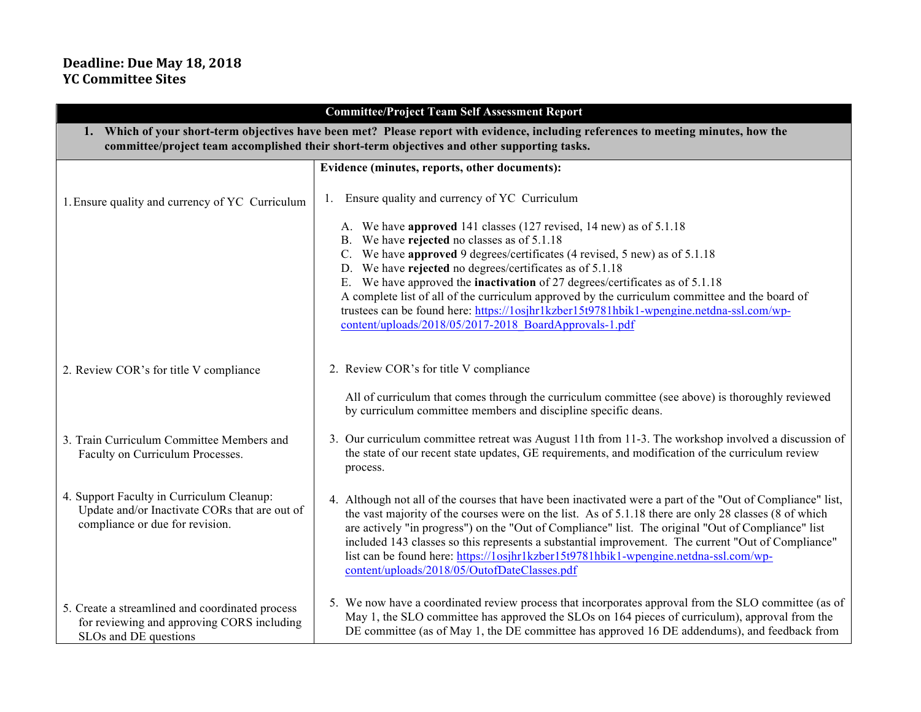**Deadline: Due May 18, 2018**
**YC Committee Sites**

| Committee/Project Team Self Assessment Report | |
|---|---|
| **1. Which of your short-term objectives have been met? Please report with evidence, including references to meeting minutes, how the committee/project team accomplished their short-term objectives and other supporting tasks.** | |
| | **Evidence (minutes, reports, other documents):** |
| 1. Ensure quality and currency of YC Curriculum | 1. Ensure quality and currency of YC Curriculum<br><br>A. We have **approved** 141 classes (127 revised, 14 new) as of 5.1.18<br>B. We have **rejected** no classes as of 5.1.18<br>C. We have **approved** 9 degrees/certificates (4 revised, 5 new) as of 5.1.18<br>D. We have **rejected** no degrees/certificates as of 5.1.18<br>E. We have approved the **inactivation** of 27 degrees/certificates as of 5.1.18<br>A complete list of all of the curriculum approved by the curriculum committee and the board of trustees can be found here: https://1osjhr1kzber15t9781hbik1-wpengine.netdna-ssl.com/wp-content/uploads/2018/05/2017-2018_BoardApprovals-1.pdf |
| 2. Review COR's for title V compliance | 2. Review COR's for title V compliance<br><br>All of curriculum that comes through the curriculum committee (see above) is thoroughly reviewed by curriculum committee members and discipline specific deans. |
| 3. Train Curriculum Committee Members and Faculty on Curriculum Processes. | 3. Our curriculum committee retreat was August 11th from 11-3. The workshop involved a discussion of the state of our recent state updates, GE requirements, and modification of the curriculum review process. |
| 4. Support Faculty in Curriculum Cleanup: Update and/or Inactivate CORs that are out of compliance or due for revision. | 4. Although not all of the courses that have been inactivated were a part of the "Out of Compliance" list, the vast majority of the courses were on the list. As of 5.1.18 there are only 28 classes (8 of which are actively "in progress") on the "Out of Compliance" list. The original "Out of Compliance" list included 143 classes so this represents a substantial improvement. The current "Out of Compliance" list can be found here: https://1osjhr1kzber15t9781hbik1-wpengine.netdna-ssl.com/wp-content/uploads/2018/05/OutofDateClasses.pdf |
| 5. Create a streamlined and coordinated process for reviewing and approving CORS including SLOs and DE questions | 5. We now have a coordinated review process that incorporates approval from the SLO committee (as of May 1, the SLO committee has approved the SLOs on 164 pieces of curriculum), approval from the DE committee (as of May 1, the DE committee has approved 16 DE addendums), and feedback from |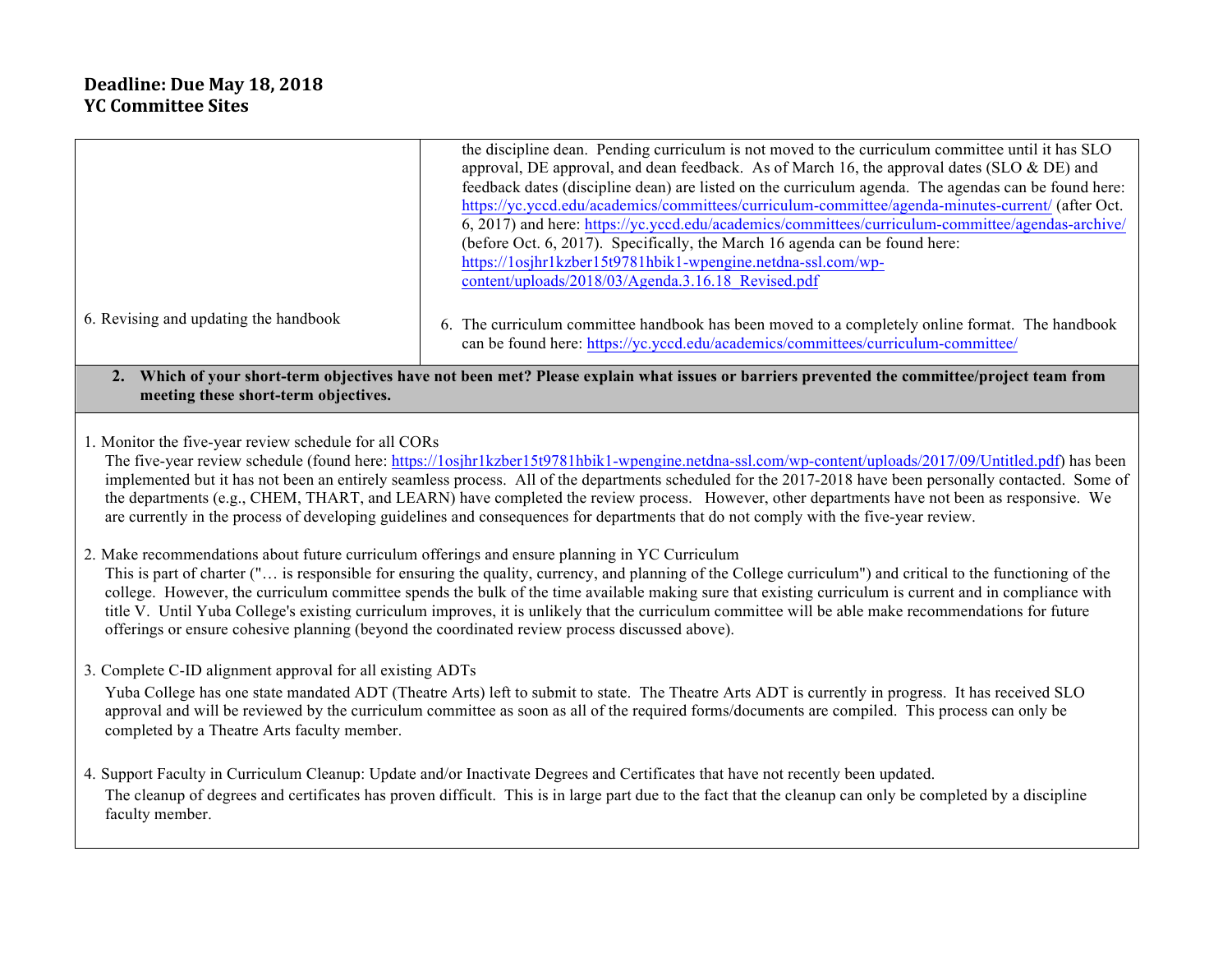**Deadline: Due May 18, 2018**
**YC Committee Sites**

| | |
|---|---|
| | the discipline dean. Pending curriculum is not moved to the curriculum committee until it has SLO approval, DE approval, and dean feedback. As of March 16, the approval dates (SLO & DE) and feedback dates (discipline dean) are listed on the curriculum agenda. The agendas can be found here: https://yc.yccd.edu/academics/committees/curriculum-committee/agenda-minutes-current/ (after Oct. 6, 2017) and here: https://yc.yccd.edu/academics/committees/curriculum-committee/agendas-archive/ (before Oct. 6, 2017). Specifically, the March 16 agenda can be found here: https://1osjhr1kzber15t9781hbik1-wpengine.netdna-ssl.com/wp-content/uploads/2018/03/Agenda.3.16.18_Revised.pdf |
| 6. Revising and updating the handbook | 6. The curriculum committee handbook has been moved to a completely online format. The handbook can be found here: https://yc.yccd.edu/academics/committees/curriculum-committee/ |

**2. Which of your short-term objectives have not been met? Please explain what issues or barriers prevented the committee/project team from meeting these short-term objectives.**

1. Monitor the five-year review schedule for all CORs
   The five-year review schedule (found here: https://1osjhr1kzber15t9781hbik1-wpengine.netdna-ssl.com/wp-content/uploads/2017/09/Untitled.pdf) has been implemented but it has not been an entirely seamless process. All of the departments scheduled for the 2017-2018 have been personally contacted. Some of the departments (e.g., CHEM, THART, and LEARN) have completed the review process. However, other departments have not been as responsive. We are currently in the process of developing guidelines and consequences for departments that do not comply with the five-year review.

2. Make recommendations about future curriculum offerings and ensure planning in YC Curriculum
   This is part of charter ("… is responsible for ensuring the quality, currency, and planning of the College curriculum") and critical to the functioning of the college. However, the curriculum committee spends the bulk of the time available making sure that existing curriculum is current and in compliance with title V. Until Yuba College's existing curriculum improves, it is unlikely that the curriculum committee will be able make recommendations for future offerings or ensure cohesive planning (beyond the coordinated review process discussed above).

3. Complete C-ID alignment approval for all existing ADTs
   Yuba College has one state mandated ADT (Theatre Arts) left to submit to state. The Theatre Arts ADT is currently in progress. It has received SLO approval and will be reviewed by the curriculum committee as soon as all of the required forms/documents are compiled. This process can only be completed by a Theatre Arts faculty member.

4. Support Faculty in Curriculum Cleanup: Update and/or Inactivate Degrees and Certificates that have not recently been updated.
   The cleanup of degrees and certificates has proven difficult. This is in large part due to the fact that the cleanup can only be completed by a discipline faculty member.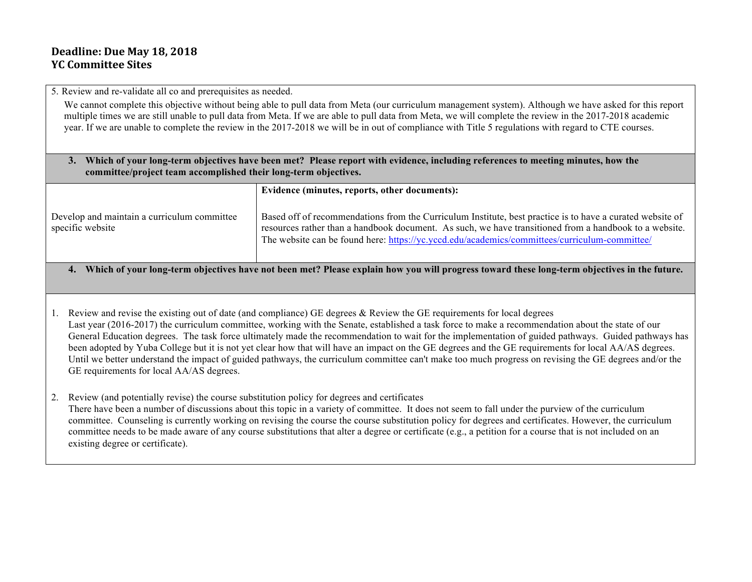**Deadline: Due May 18, 2018**
**YC Committee Sites**

5. Review and re-validate all co and prerequisites as needed.

We cannot complete this objective without being able to pull data from Meta (our curriculum management system). Although we have asked for this report multiple times we are still unable to pull data from Meta. If we are able to pull data from Meta, we will complete the review in the 2017-2018 academic year. If we are unable to complete the review in the 2017-2018 we will be in out of compliance with Title 5 regulations with regard to CTE courses.

**3. Which of your long-term objectives have been met? Please report with evidence, including references to meeting minutes, how the committee/project team accomplished their long-term objectives.**

| | **Evidence (minutes, reports, other documents):** |
|---|---|
| Develop and maintain a curriculum committee specific website | Based off of recommendations from the Curriculum Institute, best practice is to have a curated website of resources rather than a handbook document. As such, we have transitioned from a handbook to a website. The website can be found here: https://yc.yccd.edu/academics/committees/curriculum-committee/ |

**4. Which of your long-term objectives have not been met? Please explain how you will progress toward these long-term objectives in the future.**

1. Review and revise the existing out of date (and compliance) GE degrees & Review the GE requirements for local degrees
   Last year (2016-2017) the curriculum committee, working with the Senate, established a task force to make a recommendation about the state of our General Education degrees. The task force ultimately made the recommendation to wait for the implementation of guided pathways. Guided pathways has been adopted by Yuba College but it is not yet clear how that will have an impact on the GE degrees and the GE requirements for local AA/AS degrees. Until we better understand the impact of guided pathways, the curriculum committee can't make too much progress on revising the GE degrees and/or the GE requirements for local AA/AS degrees.

2. Review (and potentially revise) the course substitution policy for degrees and certificates
   There have been a number of discussions about this topic in a variety of committee. It does not seem to fall under the purview of the curriculum committee. Counseling is currently working on revising the course the course substitution policy for degrees and certificates. However, the curriculum committee needs to be made aware of any course substitutions that alter a degree or certificate (e.g., a petition for a course that is not included on an existing degree or certificate).